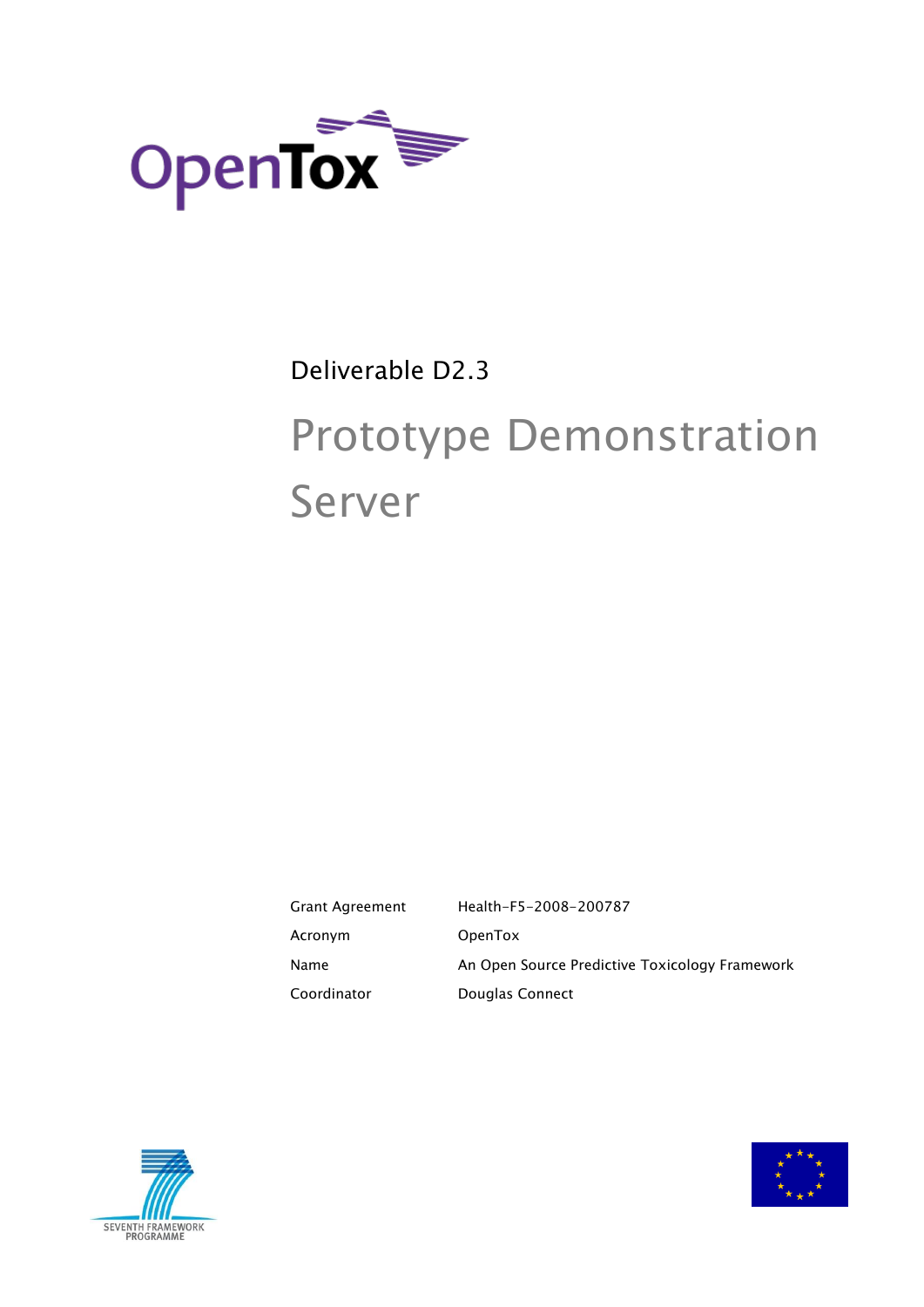OpenTox

Deliverable D2.3

# Prototype Demonstration Server

| | |
|---|---|
| Grant Agreement | Health-F5-2008-200787 |
| Acronym | OpenTox |
| Name | An Open Source Predictive Toxicology Framework |
| Coordinator | Douglas Connect |

SEVENTH FRAMEWORK PROGRAMME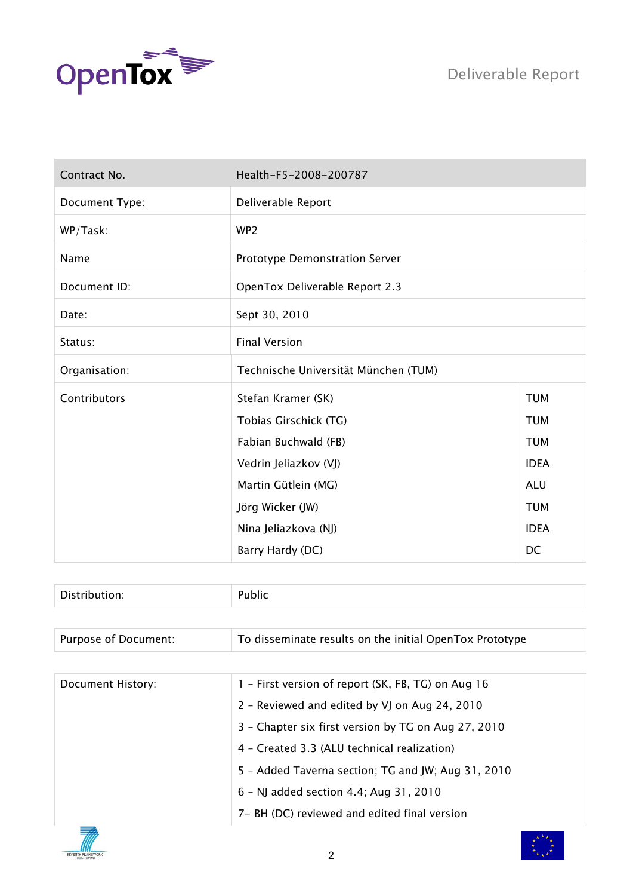| Contract No. | Health-F5-2008-200787 | |
|---|---|---|
| Document Type: | Deliverable Report | |
| WP/Task: | WP2 | |
| Name | Prototype Demonstration Server | |
| Document ID: | OpenTox Deliverable Report 2.3 | |
| Date: | Sept 30, 2010 | |
| Status: | Final Version | |
| Organisation: | Technische Universität München (TUM) | |
| Contributors | Stefan Kramer (SK) | TUM |
| | Tobias Girschick (TG) | TUM |
| | Fabian Buchwald (FB) | TUM |
| | Vedrin Jeliazkov (VJ) | IDEA |
| | Martin Gütlein (MG) | ALU |
| | Jörg Wicker (JW) | TUM |
| | Nina Jeliazkova (NJ) | IDEA |
| | Barry Hardy (DC) | DC |

| Distribution: | Public |
|---|---|

| Purpose of Document: | To disseminate results on the initial OpenTox Prototype |
|---|---|

| Document History: | 1 - First version of report (SK, FB, TG) on Aug 16 |
|---|---|
| | 2 - Reviewed and edited by VJ on Aug 24, 2010 |
| | 3 - Chapter six first version by TG on Aug 27, 2010 |
| | 4 - Created 3.3 (ALU technical realization) |
| | 5 - Added Taverna section; TG and JW; Aug 31, 2010 |
| | 6 - NJ added section 4.4; Aug 31, 2010 |
| | 7- BH (DC) reviewed and edited final version |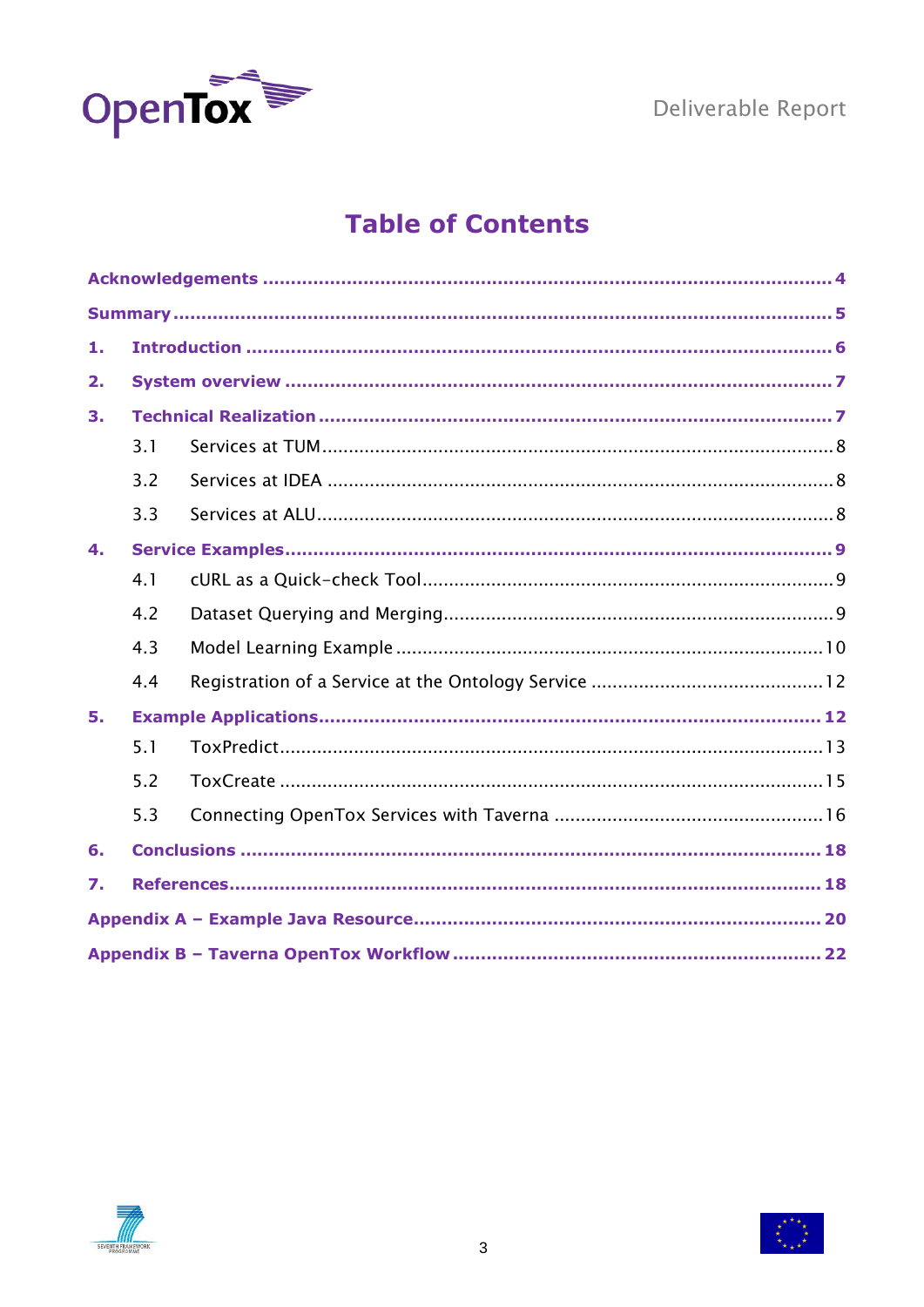# Table of Contents

- **Acknowledgements** ...... **4**
- **Summary** ...... **5**
- **1. Introduction** ...... **6**
- **2. System overview** ...... **7**
- **3. Technical Realization** ...... **7**
  - 3.1 Services at TUM ...... 8
  - 3.2 Services at IDEA ...... 8
  - 3.3 Services at ALU ...... 8
- **4. Service Examples** ...... **9**
  - 4.1 cURL as a Quick-check Tool ...... 9
  - 4.2 Dataset Querying and Merging ...... 9
  - 4.3 Model Learning Example ...... 10
  - 4.4 Registration of a Service at the Ontology Service ...... 12
- **5. Example Applications** ...... **12**
  - 5.1 ToxPredict ...... 13
  - 5.2 ToxCreate ...... 15
  - 5.3 Connecting OpenTox Services with Taverna ...... 16
- **6. Conclusions** ...... **18**
- **7. References** ...... **18**
- **Appendix A – Example Java Resource** ...... **20**
- **Appendix B – Taverna OpenTox Workflow** ...... **22**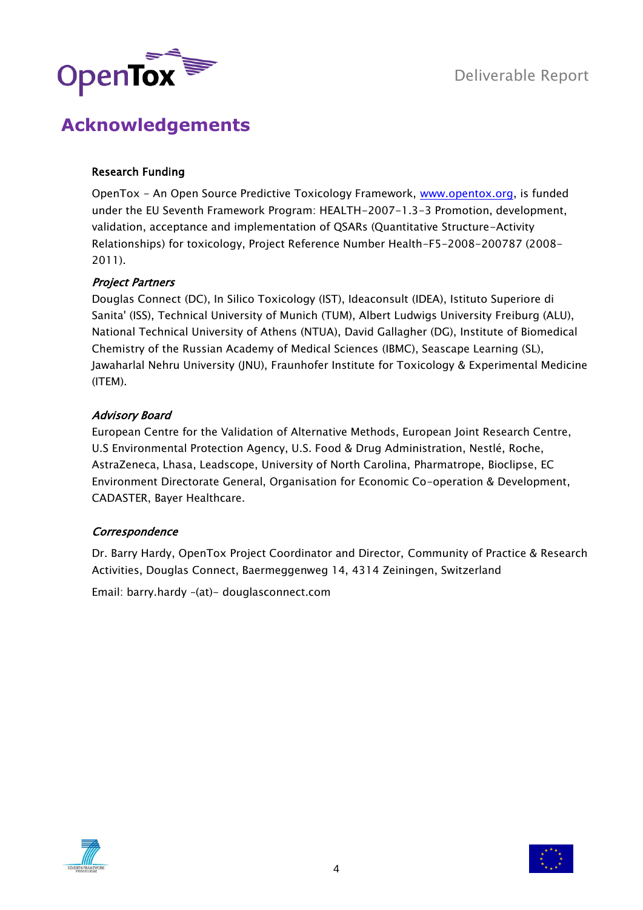# Acknowledgements

**Research Funding**

OpenTox - An Open Source Predictive Toxicology Framework, www.opentox.org, is funded under the EU Seventh Framework Program: HEALTH-2007-1.3-3 Promotion, development, validation, acceptance and implementation of QSARs (Quantitative Structure-Activity Relationships) for toxicology, Project Reference Number Health-F5-2008-200787 (2008-2011).

*Project Partners*

Douglas Connect (DC), In Silico Toxicology (IST), Ideaconsult (IDEA), Istituto Superiore di Sanita' (ISS), Technical University of Munich (TUM), Albert Ludwigs University Freiburg (ALU), National Technical University of Athens (NTUA), David Gallagher (DG), Institute of Biomedical Chemistry of the Russian Academy of Medical Sciences (IBMC), Seascape Learning (SL), Jawaharlal Nehru University (JNU), Fraunhofer Institute for Toxicology & Experimental Medicine (ITEM).

*Advisory Board*

European Centre for the Validation of Alternative Methods, European Joint Research Centre, U.S Environmental Protection Agency, U.S. Food & Drug Administration, Nestlé, Roche, AstraZeneca, Lhasa, Leadscope, University of North Carolina, Pharmatrope, Bioclipse, EC Environment Directorate General, Organisation for Economic Co-operation & Development, CADASTER, Bayer Healthcare.

*Correspondence*

Dr. Barry Hardy, OpenTox Project Coordinator and Director, Community of Practice & Research Activities, Douglas Connect, Baermeggenweg 14, 4314 Zeiningen, Switzerland

Email: barry.hardy -(at)- douglasconnect.com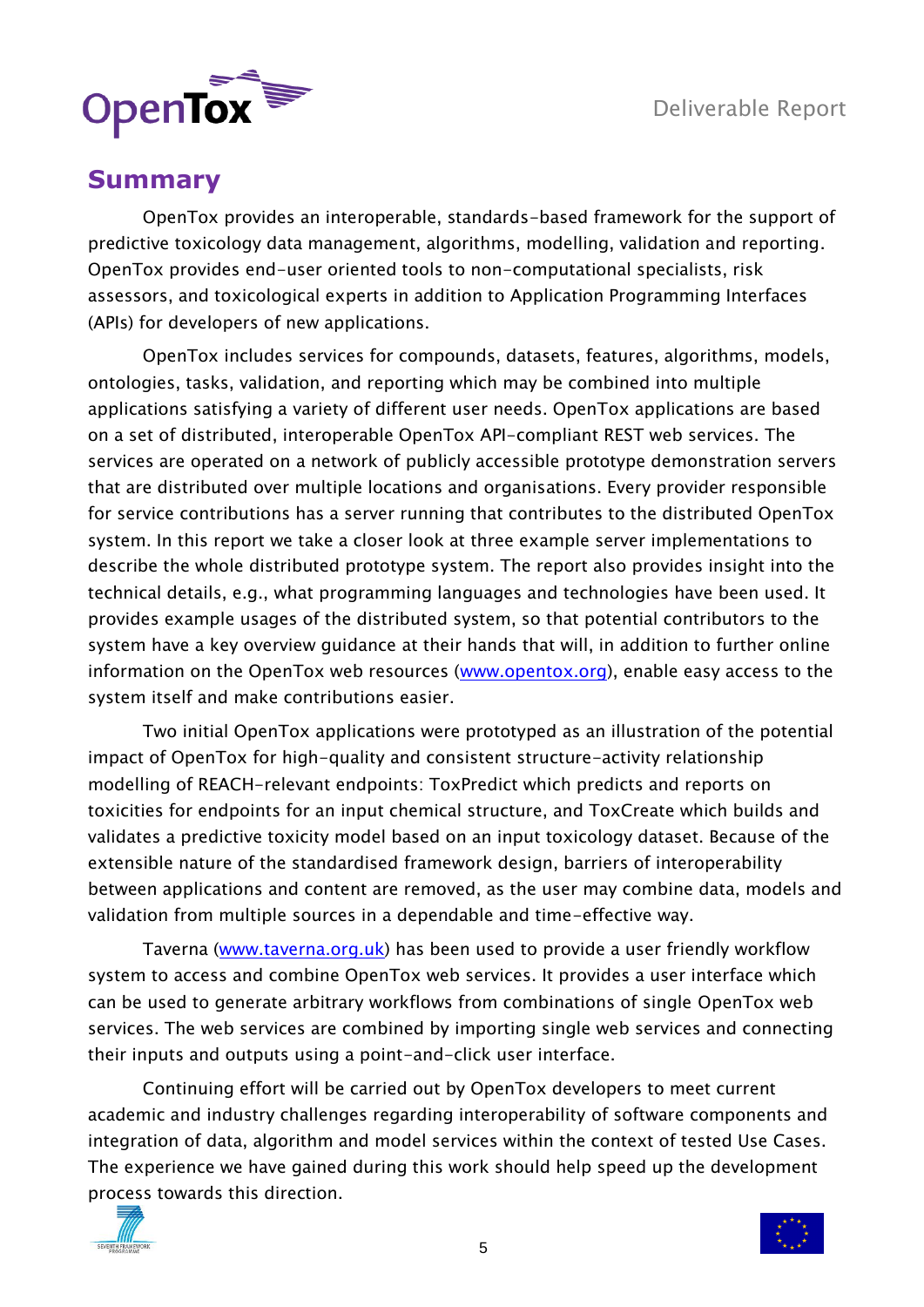# Summary

OpenTox provides an interoperable, standards-based framework for the support of predictive toxicology data management, algorithms, modelling, validation and reporting. OpenTox provides end-user oriented tools to non-computational specialists, risk assessors, and toxicological experts in addition to Application Programming Interfaces (APIs) for developers of new applications.

OpenTox includes services for compounds, datasets, features, algorithms, models, ontologies, tasks, validation, and reporting which may be combined into multiple applications satisfying a variety of different user needs. OpenTox applications are based on a set of distributed, interoperable OpenTox API-compliant REST web services. The services are operated on a network of publicly accessible prototype demonstration servers that are distributed over multiple locations and organisations. Every provider responsible for service contributions has a server running that contributes to the distributed OpenTox system. In this report we take a closer look at three example server implementations to describe the whole distributed prototype system. The report also provides insight into the technical details, e.g., what programming languages and technologies have been used. It provides example usages of the distributed system, so that potential contributors to the system have a key overview guidance at their hands that will, in addition to further online information on the OpenTox web resources (www.opentox.org), enable easy access to the system itself and make contributions easier.

Two initial OpenTox applications were prototyped as an illustration of the potential impact of OpenTox for high-quality and consistent structure-activity relationship modelling of REACH-relevant endpoints: ToxPredict which predicts and reports on toxicities for endpoints for an input chemical structure, and ToxCreate which builds and validates a predictive toxicity model based on an input toxicology dataset. Because of the extensible nature of the standardised framework design, barriers of interoperability between applications and content are removed, as the user may combine data, models and validation from multiple sources in a dependable and time-effective way.

Taverna (www.taverna.org.uk) has been used to provide a user friendly workflow system to access and combine OpenTox web services. It provides a user interface which can be used to generate arbitrary workflows from combinations of single OpenTox web services. The web services are combined by importing single web services and connecting their inputs and outputs using a point-and-click user interface.

Continuing effort will be carried out by OpenTox developers to meet current academic and industry challenges regarding interoperability of software components and integration of data, algorithm and model services within the context of tested Use Cases. The experience we have gained during this work should help speed up the development process towards this direction.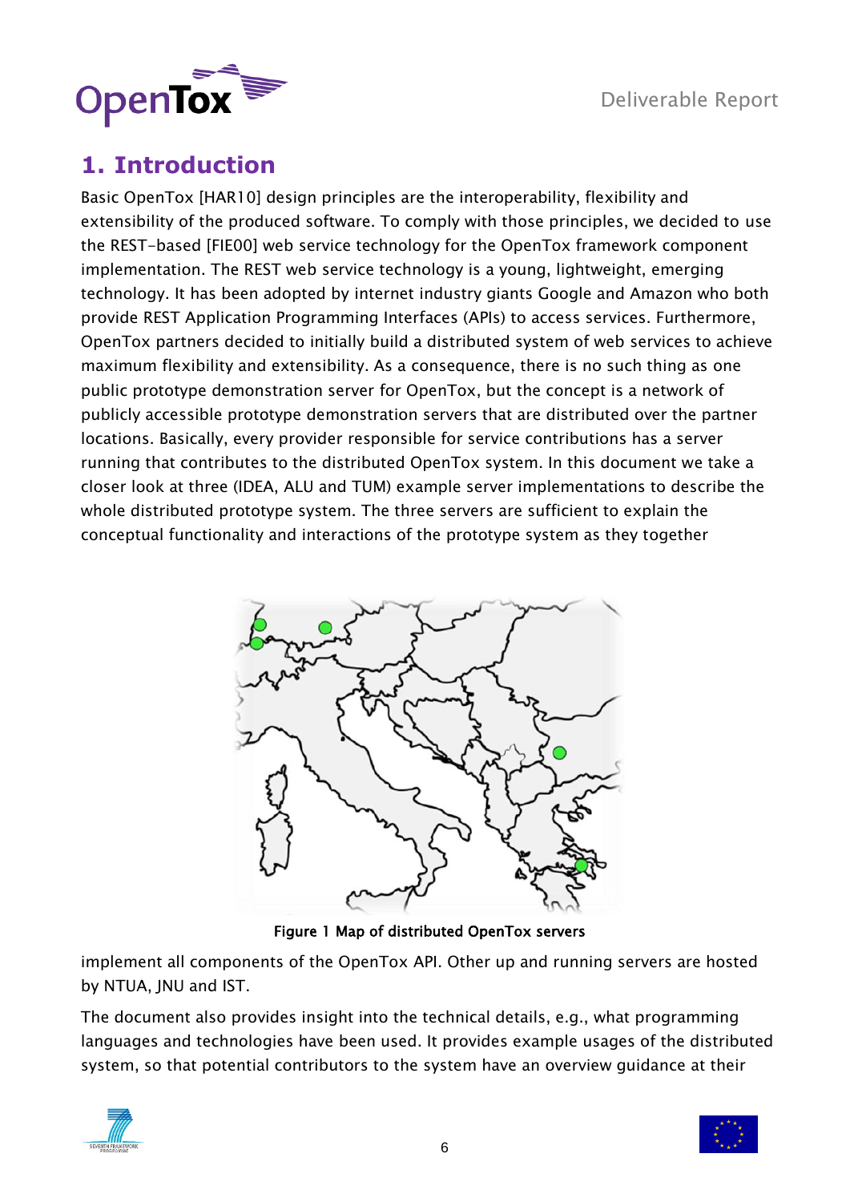# 1. Introduction

Basic OpenTox [HAR10] design principles are the interoperability, flexibility and extensibility of the produced software. To comply with those principles, we decided to use the REST-based [FIE00] web service technology for the OpenTox framework component implementation. The REST web service technology is a young, lightweight, emerging technology. It has been adopted by internet industry giants Google and Amazon who both provide REST Application Programming Interfaces (APIs) to access services. Furthermore, OpenTox partners decided to initially build a distributed system of web services to achieve maximum flexibility and extensibility. As a consequence, there is no such thing as one public prototype demonstration server for OpenTox, but the concept is a network of publicly accessible prototype demonstration servers that are distributed over the partner locations. Basically, every provider responsible for service contributions has a server running that contributes to the distributed OpenTox system. In this document we take a closer look at three (IDEA, ALU and TUM) example server implementations to describe the whole distributed prototype system. The three servers are sufficient to explain the conceptual functionality and interactions of the prototype system as they together

**Figure 1 Map of distributed OpenTox servers**

implement all components of the OpenTox API. Other up and running servers are hosted by NTUA, JNU and IST.

The document also provides insight into the technical details, e.g., what programming languages and technologies have been used. It provides example usages of the distributed system, so that potential contributors to the system have an overview guidance at their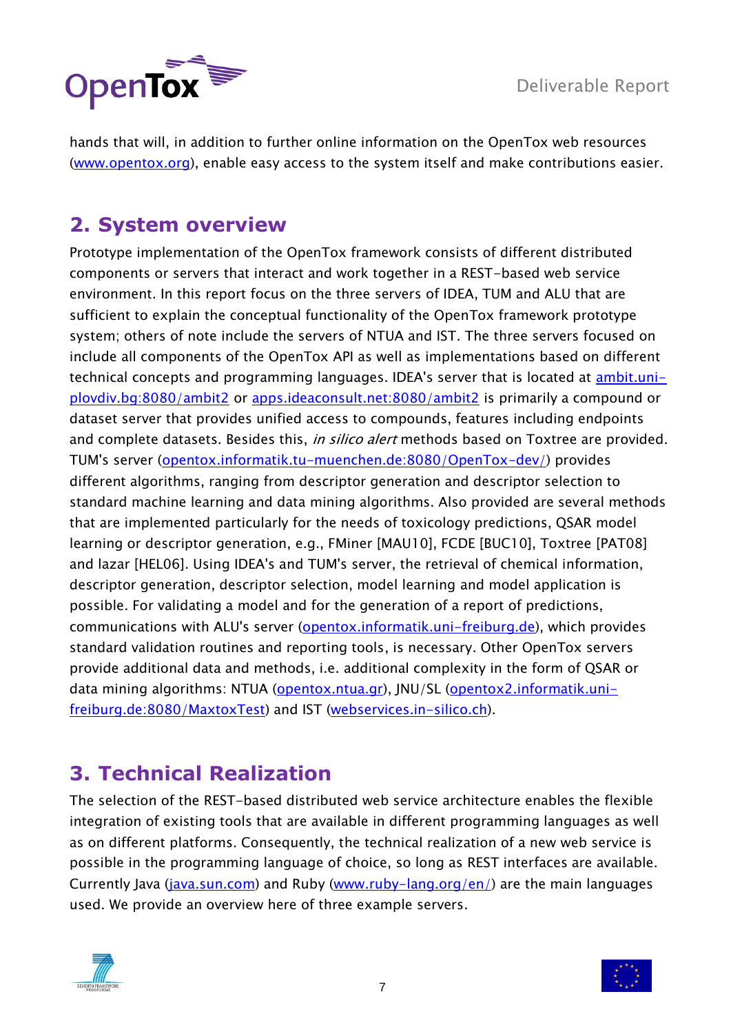hands that will, in addition to further online information on the OpenTox web resources (www.opentox.org), enable easy access to the system itself and make contributions easier.

## 2. System overview

Prototype implementation of the OpenTox framework consists of different distributed components or servers that interact and work together in a REST-based web service environment. In this report focus on the three servers of IDEA, TUM and ALU that are sufficient to explain the conceptual functionality of the OpenTox framework prototype system; others of note include the servers of NTUA and IST. The three servers focused on include all components of the OpenTox API as well as implementations based on different technical concepts and programming languages. IDEA's server that is located at ambit.uni-plovdiv.bg:8080/ambit2 or apps.ideaconsult.net:8080/ambit2 is primarily a compound or dataset server that provides unified access to compounds, features including endpoints and complete datasets. Besides this, *in silico alert* methods based on Toxtree are provided. TUM's server (opentox.informatik.tu-muenchen.de:8080/OpenTox-dev/) provides different algorithms, ranging from descriptor generation and descriptor selection to standard machine learning and data mining algorithms. Also provided are several methods that are implemented particularly for the needs of toxicology predictions, QSAR model learning or descriptor generation, e.g., FMiner [MAU10], FCDE [BUC10], Toxtree [PAT08] and lazar [HEL06]. Using IDEA's and TUM's server, the retrieval of chemical information, descriptor generation, descriptor selection, model learning and model application is possible. For validating a model and for the generation of a report of predictions, communications with ALU's server (opentox.informatik.uni-freiburg.de), which provides standard validation routines and reporting tools, is necessary. Other OpenTox servers provide additional data and methods, i.e. additional complexity in the form of QSAR or data mining algorithms: NTUA (opentox.ntua.gr), JNU/SL (opentox2.informatik.uni-freiburg.de:8080/MaxtoxTest) and IST (webservices.in-silico.ch).

## 3. Technical Realization

The selection of the REST-based distributed web service architecture enables the flexible integration of existing tools that are available in different programming languages as well as on different platforms. Consequently, the technical realization of a new web service is possible in the programming language of choice, so long as REST interfaces are available. Currently Java (java.sun.com) and Ruby (www.ruby-lang.org/en/) are the main languages used. We provide an overview here of three example servers.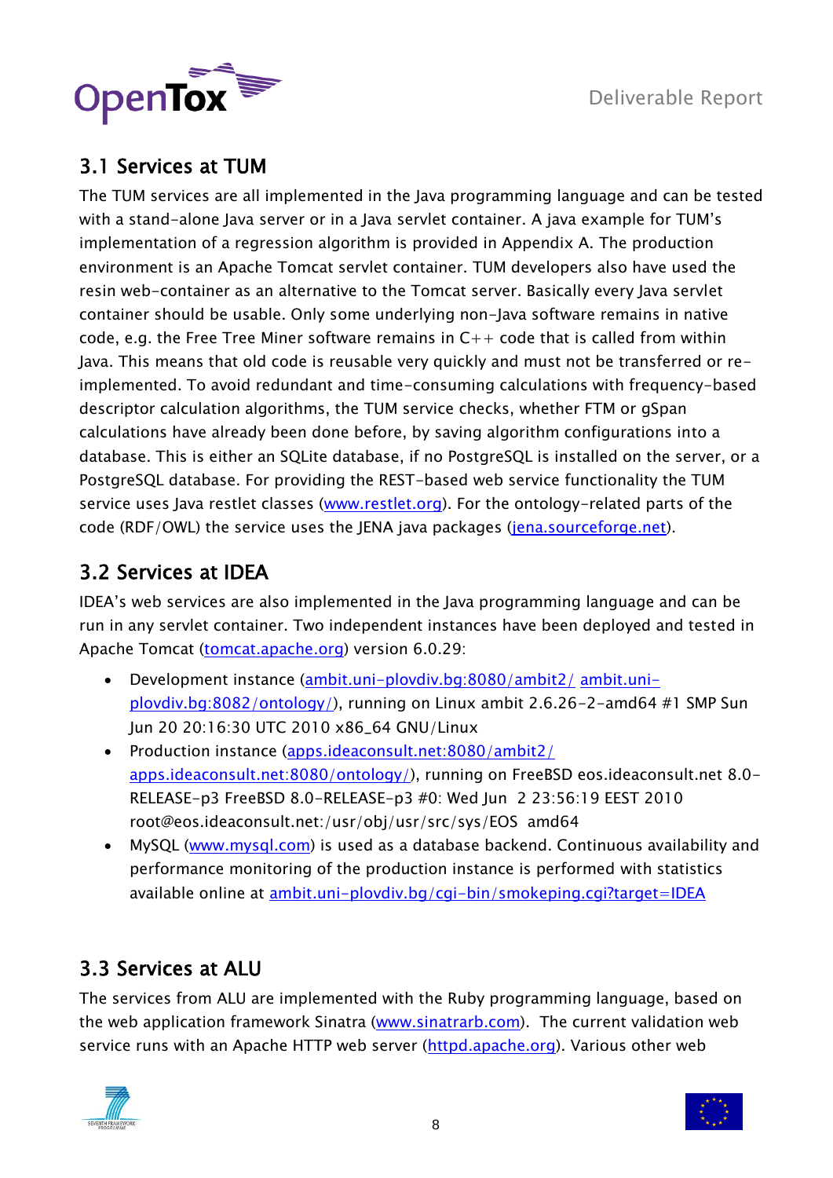## 3.1 Services at TUM

The TUM services are all implemented in the Java programming language and can be tested with a stand-alone Java server or in a Java servlet container. A java example for TUM's implementation of a regression algorithm is provided in Appendix A. The production environment is an Apache Tomcat servlet container. TUM developers also have used the resin web-container as an alternative to the Tomcat server. Basically every Java servlet container should be usable. Only some underlying non-Java software remains in native code, e.g. the Free Tree Miner software remains in C++ code that is called from within Java. This means that old code is reusable very quickly and must not be transferred or re-implemented. To avoid redundant and time-consuming calculations with frequency-based descriptor calculation algorithms, the TUM service checks, whether FTM or gSpan calculations have already been done before, by saving algorithm configurations into a database. This is either an SQLite database, if no PostgreSQL is installed on the server, or a PostgreSQL database. For providing the REST-based web service functionality the TUM service uses Java restlet classes (www.restlet.org). For the ontology-related parts of the code (RDF/OWL) the service uses the JENA java packages (jena.sourceforge.net).

## 3.2 Services at IDEA

IDEA's web services are also implemented in the Java programming language and can be run in any servlet container. Two independent instances have been deployed and tested in Apache Tomcat (tomcat.apache.org) version 6.0.29:

- Development instance (ambit.uni-plovdiv.bg:8080/ambit2/ ambit.uni-plovdiv.bg:8082/ontology/), running on Linux ambit 2.6.26-2-amd64 #1 SMP Sun Jun 20 20:16:30 UTC 2010 x86_64 GNU/Linux
- Production instance (apps.ideaconsult.net:8080/ambit2/ apps.ideaconsult.net:8080/ontology/), running on FreeBSD eos.ideaconsult.net 8.0-RELEASE-p3 FreeBSD 8.0-RELEASE-p3 #0: Wed Jun 2 23:56:19 EEST 2010 root@eos.ideaconsult.net:/usr/obj/usr/src/sys/EOS amd64
- MySQL (www.mysql.com) is used as a database backend. Continuous availability and performance monitoring of the production instance is performed with statistics available online at ambit.uni-plovdiv.bg/cgi-bin/smokeping.cgi?target=IDEA

## 3.3 Services at ALU

The services from ALU are implemented with the Ruby programming language, based on the web application framework Sinatra (www.sinatrarb.com). The current validation web service runs with an Apache HTTP web server (httpd.apache.org). Various other web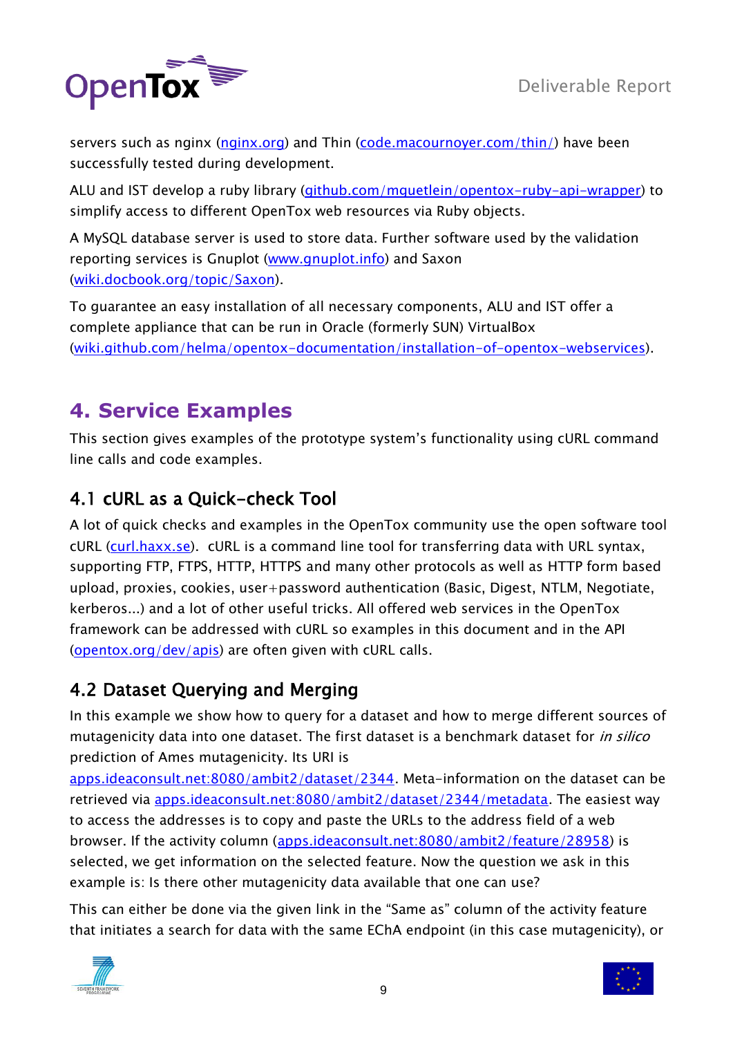servers such as nginx (nginx.org) and Thin (code.macournoyer.com/thin/) have been successfully tested during development.

ALU and IST develop a ruby library (github.com/mguetlein/opentox-ruby-api-wrapper) to simplify access to different OpenTox web resources via Ruby objects.

A MySQL database server is used to store data. Further software used by the validation reporting services is Gnuplot (www.gnuplot.info) and Saxon (wiki.docbook.org/topic/Saxon).

To guarantee an easy installation of all necessary components, ALU and IST offer a complete appliance that can be run in Oracle (formerly SUN) VirtualBox (wiki.github.com/helma/opentox-documentation/installation-of-opentox-webservices).

# 4. Service Examples

This section gives examples of the prototype system's functionality using cURL command line calls and code examples.

## 4.1 cURL as a Quick-check Tool

A lot of quick checks and examples in the OpenTox community use the open software tool cURL (curl.haxx.se). cURL is a command line tool for transferring data with URL syntax, supporting FTP, FTPS, HTTP, HTTPS and many other protocols as well as HTTP form based upload, proxies, cookies, user+password authentication (Basic, Digest, NTLM, Negotiate, kerberos...) and a lot of other useful tricks. All offered web services in the OpenTox framework can be addressed with cURL so examples in this document and in the API (opentox.org/dev/apis) are often given with cURL calls.

## 4.2 Dataset Querying and Merging

In this example we show how to query for a dataset and how to merge different sources of mutagenicity data into one dataset. The first dataset is a benchmark dataset for *in silico* prediction of Ames mutagenicity. Its URI is apps.ideaconsult.net:8080/ambit2/dataset/2344. Meta-information on the dataset can be retrieved via apps.ideaconsult.net:8080/ambit2/dataset/2344/metadata. The easiest way to access the addresses is to copy and paste the URLs to the address field of a web browser. If the activity column (apps.ideaconsult.net:8080/ambit2/feature/28958) is selected, we get information on the selected feature. Now the question we ask in this example is: Is there other mutagenicity data available that one can use?

This can either be done via the given link in the "Same as" column of the activity feature that initiates a search for data with the same EChA endpoint (in this case mutagenicity), or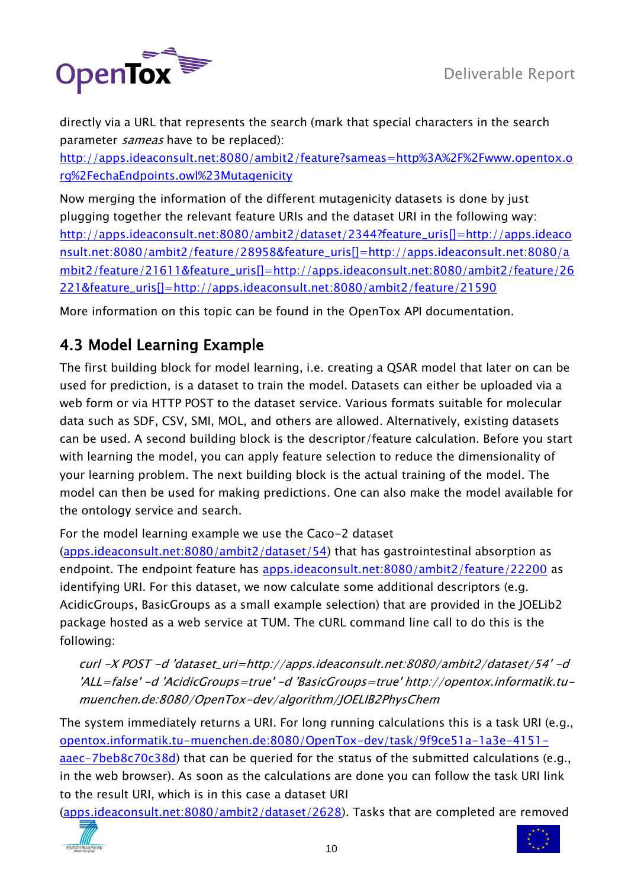directly via a URL that represents the search (mark that special characters in the search parameter *sameas* have to be replaced):
http://apps.ideaconsult.net:8080/ambit2/feature?sameas=http%3A%2F%2Fwww.opentox.org%2FechaEndpoints.owl%23Mutagenicity

Now merging the information of the different mutagenicity datasets is done by just plugging together the relevant feature URIs and the dataset URI in the following way:
http://apps.ideaconsult.net:8080/ambit2/dataset/2344?feature_uris[]=http://apps.ideaconsult.net:8080/ambit2/feature/28958&feature_uris[]=http://apps.ideaconsult.net:8080/ambit2/feature/21611&feature_uris[]=http://apps.ideaconsult.net:8080/ambit2/feature/26221&feature_uris[]=http://apps.ideaconsult.net:8080/ambit2/feature/21590

More information on this topic can be found in the OpenTox API documentation.

## 4.3 Model Learning Example

The first building block for model learning, i.e. creating a QSAR model that later on can be used for prediction, is a dataset to train the model. Datasets can either be uploaded via a web form or via HTTP POST to the dataset service. Various formats suitable for molecular data such as SDF, CSV, SMI, MOL, and others are allowed. Alternatively, existing datasets can be used. A second building block is the descriptor/feature calculation. Before you start with learning the model, you can apply feature selection to reduce the dimensionality of your learning problem. The next building block is the actual training of the model. The model can then be used for making predictions. One can also make the model available for the ontology service and search.

For the model learning example we use the Caco-2 dataset (apps.ideaconsult.net:8080/ambit2/dataset/54) that has gastrointestinal absorption as endpoint. The endpoint feature has apps.ideaconsult.net:8080/ambit2/feature/22200 as identifying URI. For this dataset, we now calculate some additional descriptors (e.g. AcidicGroups, BasicGroups as a small example selection) that are provided in the JOELib2 package hosted as a web service at TUM. The cURL command line call to do this is the following:

*curl -X POST -d 'dataset_uri=http://apps.ideaconsult.net:8080/ambit2/dataset/54' -d 'ALL=false' -d 'AcidicGroups=true' -d 'BasicGroups=true' http://opentox.informatik.tu-muenchen.de:8080/OpenTox-dev/algorithm/JOELIB2PhysChem*

The system immediately returns a URI. For long running calculations this is a task URI (e.g., opentox.informatik.tu-muenchen.de:8080/OpenTox-dev/task/9f9ce51a-1a3e-4151-aaec-7beb8c70c38d) that can be queried for the status of the submitted calculations (e.g., in the web browser). As soon as the calculations are done you can follow the task URI link to the result URI, which is in this case a dataset URI (apps.ideaconsult.net:8080/ambit2/dataset/2628). Tasks that are completed are removed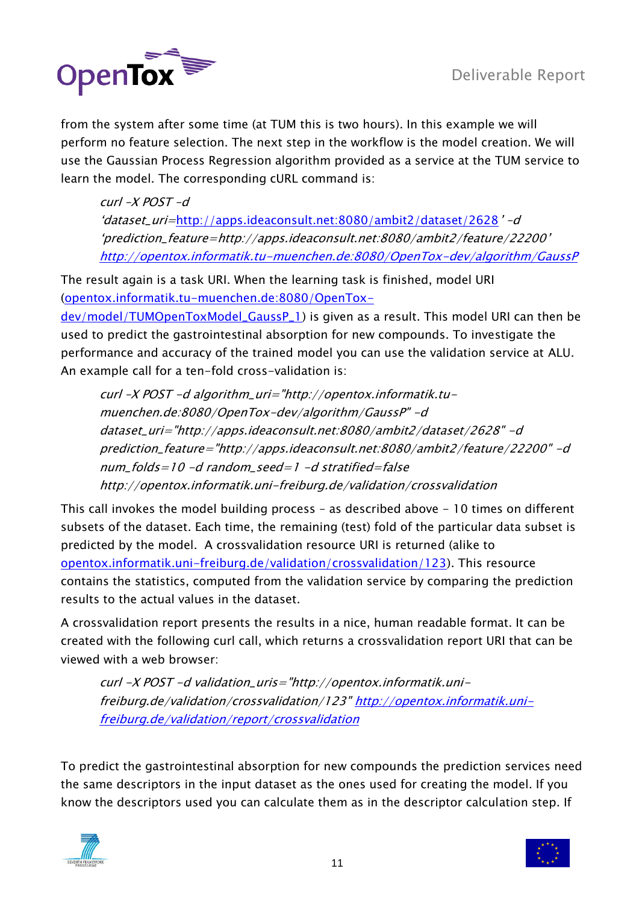from the system after some time (at TUM this is two hours). In this example we will perform no feature selection. The next step in the workflow is the model creation. We will use the Gaussian Process Regression algorithm provided as a service at the TUM service to learn the model. The corresponding cURL command is:

*curl -X POST -d 'dataset_uri=http://apps.ideaconsult.net:8080/ambit2/dataset/2628' -d 'prediction_feature=http://apps.ideaconsult.net:8080/ambit2/feature/22200' http://opentox.informatik.tu-muenchen.de:8080/OpenTox-dev/algorithm/GaussP*

The result again is a task URI. When the learning task is finished, model URI (opentox.informatik.tu-muenchen.de:8080/OpenTox-dev/model/TUMOpenToxModel_GaussP_1) is given as a result. This model URI can then be used to predict the gastrointestinal absorption for new compounds. To investigate the performance and accuracy of the trained model you can use the validation service at ALU. An example call for a ten-fold cross-validation is:

*curl -X POST -d algorithm_uri="http://opentox.informatik.tu-muenchen.de:8080/OpenTox-dev/algorithm/GaussP" -d dataset_uri="http://apps.ideaconsult.net:8080/ambit2/dataset/2628" -d prediction_feature="http://apps.ideaconsult.net:8080/ambit2/feature/22200" -d num_folds=10 -d random_seed=1 -d stratified=false http://opentox.informatik.uni-freiburg.de/validation/crossvalidation*

This call invokes the model building process – as described above – 10 times on different subsets of the dataset. Each time, the remaining (test) fold of the particular data subset is predicted by the model. A crossvalidation resource URI is returned (alike to opentox.informatik.uni-freiburg.de/validation/crossvalidation/123). This resource contains the statistics, computed from the validation service by comparing the prediction results to the actual values in the dataset.

A crossvalidation report presents the results in a nice, human readable format. It can be created with the following curl call, which returns a crossvalidation report URI that can be viewed with a web browser:

*curl -X POST -d validation_uris="http://opentox.informatik.uni-freiburg.de/validation/crossvalidation/123" http://opentox.informatik.uni-freiburg.de/validation/report/crossvalidation*

To predict the gastrointestinal absorption for new compounds the prediction services need the same descriptors in the input dataset as the ones used for creating the model. If you know the descriptors used you can calculate them as in the descriptor calculation step. If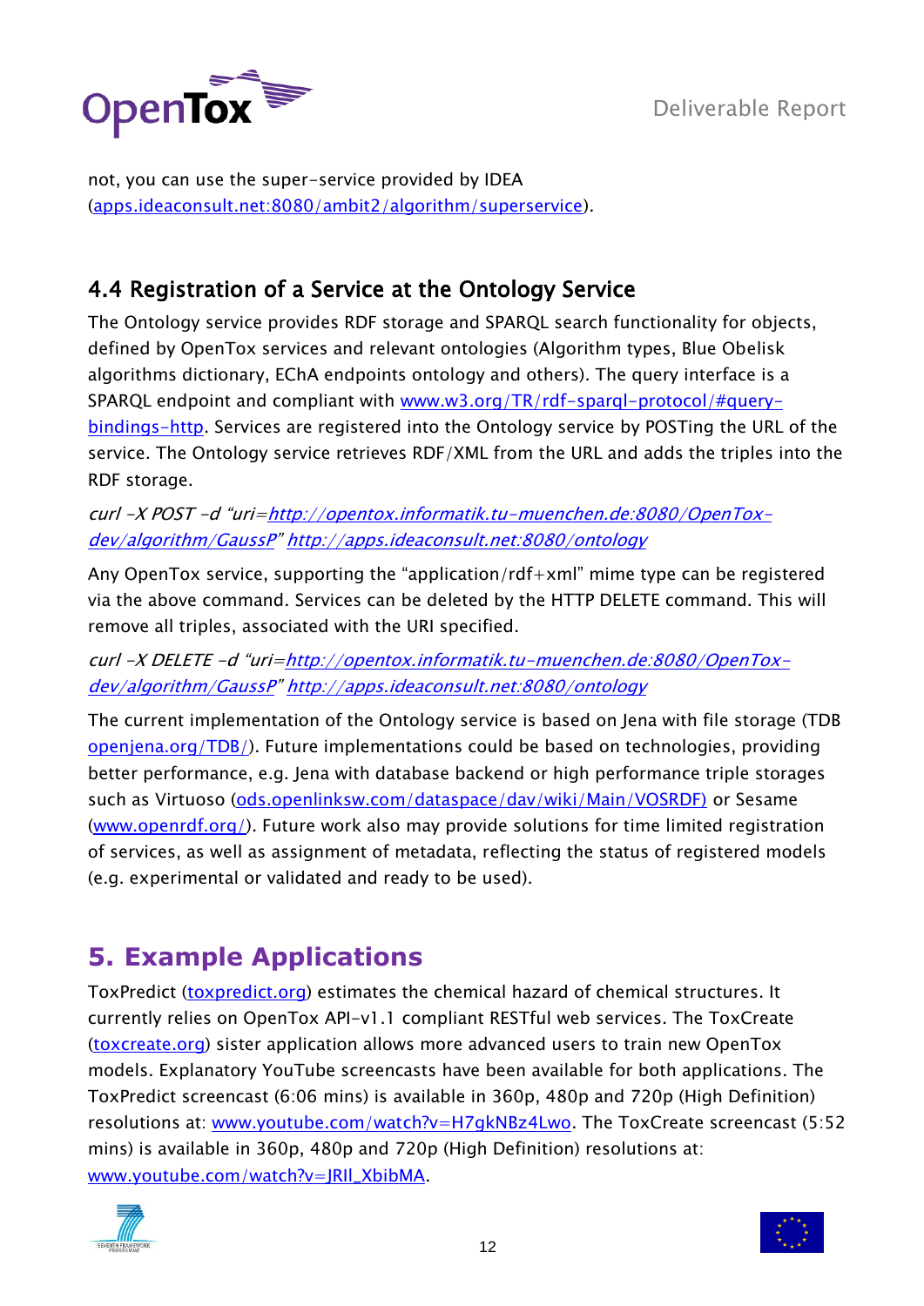not, you can use the super-service provided by IDEA (apps.ideaconsult.net:8080/ambit2/algorithm/superservice).

## 4.4 Registration of a Service at the Ontology Service

The Ontology service provides RDF storage and SPARQL search functionality for objects, defined by OpenTox services and relevant ontologies (Algorithm types, Blue Obelisk algorithms dictionary, EChA endpoints ontology and others). The query interface is a SPARQL endpoint and compliant with www.w3.org/TR/rdf-sparql-protocol/#query-bindings-http. Services are registered into the Ontology service by POSTing the URL of the service. The Ontology service retrieves RDF/XML from the URL and adds the triples into the RDF storage.

*curl -X POST -d "uri=http://opentox.informatik.tu-muenchen.de:8080/OpenTox-dev/algorithm/GaussP" http://apps.ideaconsult.net:8080/ontology*

Any OpenTox service, supporting the "application/rdf+xml" mime type can be registered via the above command. Services can be deleted by the HTTP DELETE command. This will remove all triples, associated with the URI specified.

*curl -X DELETE -d "uri=http://opentox.informatik.tu-muenchen.de:8080/OpenTox-dev/algorithm/GaussP" http://apps.ideaconsult.net:8080/ontology*

The current implementation of the Ontology service is based on Jena with file storage (TDB openjena.org/TDB/). Future implementations could be based on technologies, providing better performance, e.g. Jena with database backend or high performance triple storages such as Virtuoso (ods.openlinksw.com/dataspace/dav/wiki/Main/VOSRDF) or Sesame (www.openrdf.org/). Future work also may provide solutions for time limited registration of services, as well as assignment of metadata, reflecting the status of registered models (e.g. experimental or validated and ready to be used).

# 5. Example Applications

ToxPredict (toxpredict.org) estimates the chemical hazard of chemical structures. It currently relies on OpenTox API-v1.1 compliant RESTful web services. The ToxCreate (toxcreate.org) sister application allows more advanced users to train new OpenTox models. Explanatory YouTube screencasts have been available for both applications. The ToxPredict screencast (6:06 mins) is available in 360p, 480p and 720p (High Definition) resolutions at: www.youtube.com/watch?v=H7gkNBz4Lwo. The ToxCreate screencast (5:52 mins) is available in 360p, 480p and 720p (High Definition) resolutions at: www.youtube.com/watch?v=JRIl_XbibMA.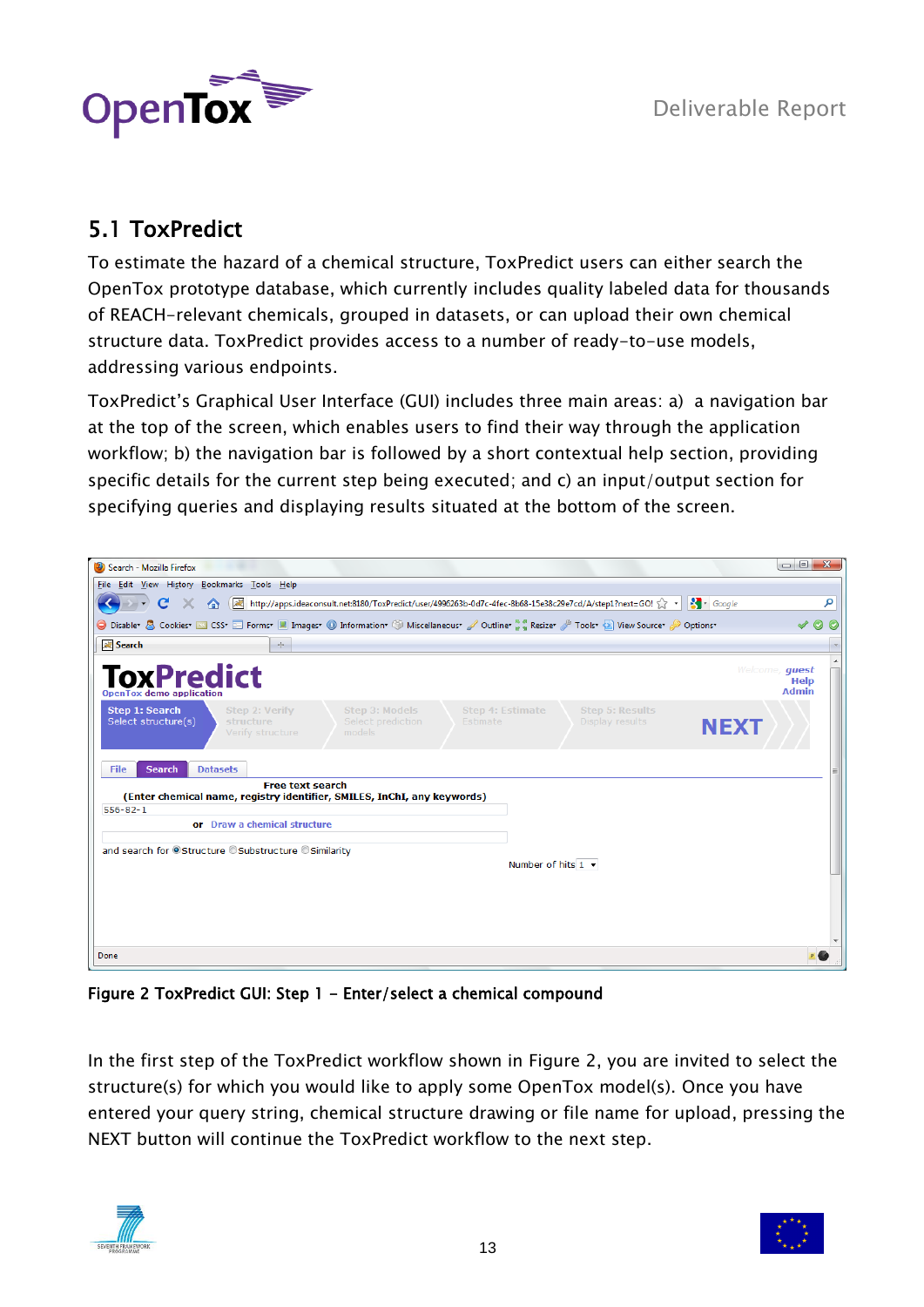## 5.1 ToxPredict

To estimate the hazard of a chemical structure, ToxPredict users can either search the OpenTox prototype database, which currently includes quality labeled data for thousands of REACH-relevant chemicals, grouped in datasets, or can upload their own chemical structure data. ToxPredict provides access to a number of ready-to-use models, addressing various endpoints.

ToxPredict's Graphical User Interface (GUI) includes three main areas: a) a navigation bar at the top of the screen, which enables users to find their way through the application workflow; b) the navigation bar is followed by a short contextual help section, providing specific details for the current step being executed; and c) an input/output section for specifying queries and displaying results situated at the bottom of the screen.

Figure 2 ToxPredict GUI: Step 1 – Enter/select a chemical compound

In the first step of the ToxPredict workflow shown in Figure 2, you are invited to select the structure(s) for which you would like to apply some OpenTox model(s). Once you have entered your query string, chemical structure drawing or file name for upload, pressing the NEXT button will continue the ToxPredict workflow to the next step.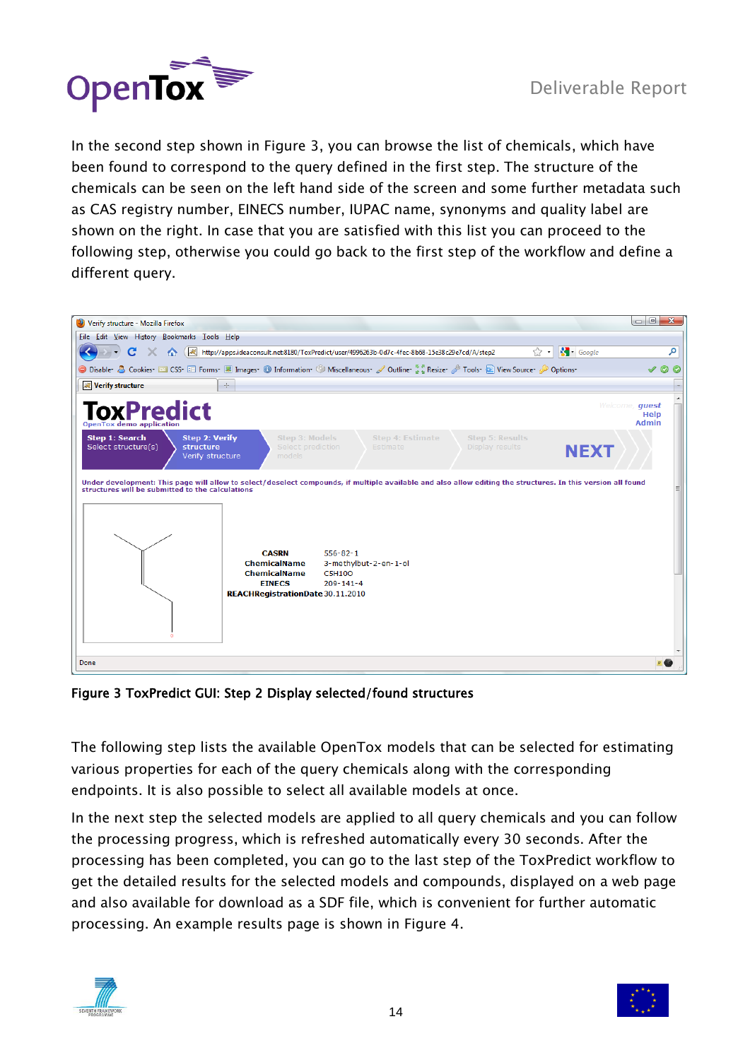In the second step shown in Figure 3, you can browse the list of chemicals, which have been found to correspond to the query defined in the first step. The structure of the chemicals can be seen on the left hand side of the screen and some further metadata such as CAS registry number, EINECS number, IUPAC name, synonyms and quality label are shown on the right. In case that you are satisfied with this list you can proceed to the following step, otherwise you could go back to the first step of the workflow and define a different query.

**Figure 3 ToxPredict GUI: Step 2 Display selected/found structures**

The following step lists the available OpenTox models that can be selected for estimating various properties for each of the query chemicals along with the corresponding endpoints. It is also possible to select all available models at once.

In the next step the selected models are applied to all query chemicals and you can follow the processing progress, which is refreshed automatically every 30 seconds. After the processing has been completed, you can go to the last step of the ToxPredict workflow to get the detailed results for the selected models and compounds, displayed on a web page and also available for download as a SDF file, which is convenient for further automatic processing. An example results page is shown in Figure 4.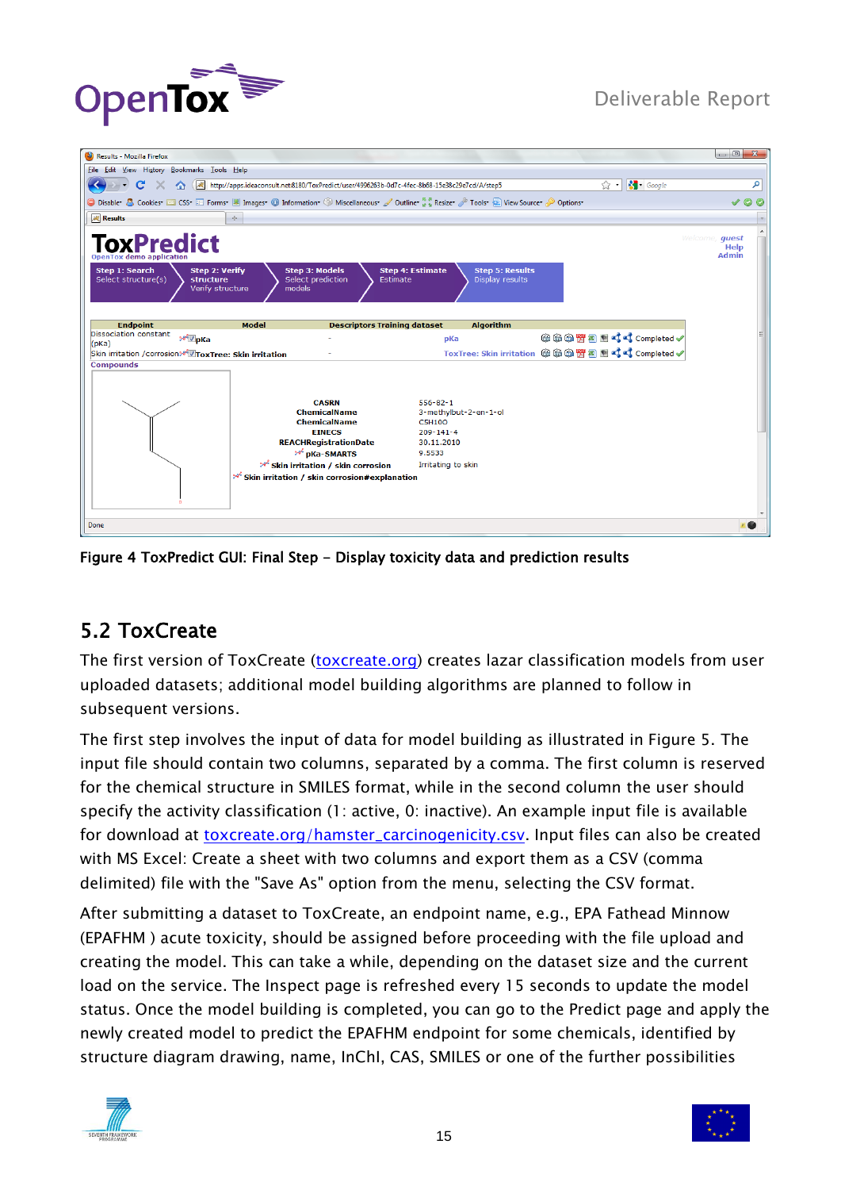Figure 4 ToxPredict GUI: Final Step - Display toxicity data and prediction results

## 5.2 ToxCreate

The first version of ToxCreate (toxcreate.org) creates lazar classification models from user uploaded datasets; additional model building algorithms are planned to follow in subsequent versions.

The first step involves the input of data for model building as illustrated in Figure 5. The input file should contain two columns, separated by a comma. The first column is reserved for the chemical structure in SMILES format, while in the second column the user should specify the activity classification (1: active, 0: inactive). An example input file is available for download at toxcreate.org/hamster_carcinogenicity.csv. Input files can also be created with MS Excel: Create a sheet with two columns and export them as a CSV (comma delimited) file with the "Save As" option from the menu, selecting the CSV format.

After submitting a dataset to ToxCreate, an endpoint name, e.g., EPA Fathead Minnow (EPAFHM ) acute toxicity, should be assigned before proceeding with the file upload and creating the model. This can take a while, depending on the dataset size and the current load on the service. The Inspect page is refreshed every 15 seconds to update the model status. Once the model building is completed, you can go to the Predict page and apply the newly created model to predict the EPAFHM endpoint for some chemicals, identified by structure diagram drawing, name, InChI, CAS, SMILES or one of the further possibilities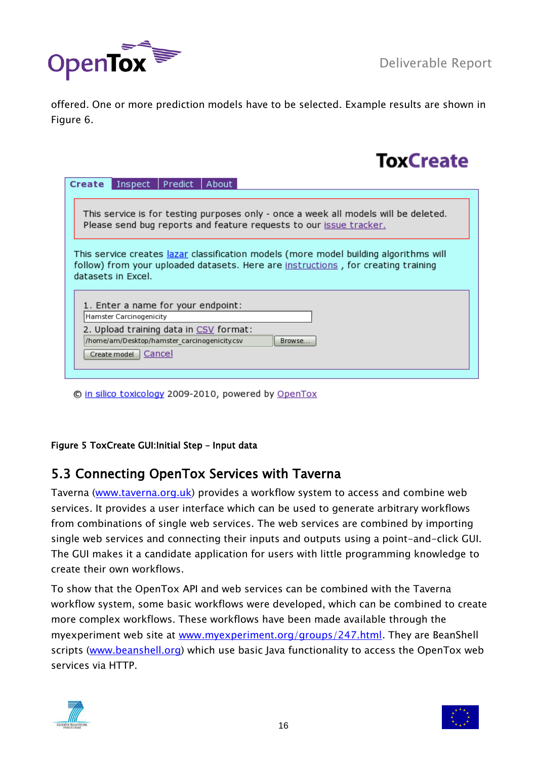offered. One or more prediction models have to be selected. Example results are shown in Figure 6.

**ToxCreate**

Create | Inspect | Predict | About

This service is for testing purposes only - once a week all models will be deleted. Please send bug reports and feature requests to our issue tracker.

This service creates lazar classification models (more model building algorithms will follow) from your uploaded datasets. Here are instructions , for creating training datasets in Excel.

1. Enter a name for your endpoint:
Hamster Carcinogenicity
2. Upload training data in CSV format:
/home/am/Desktop/hamster_carcinogenicity.csv Browse...
Create model Cancel

© in silico toxicology 2009-2010, powered by OpenTox

**Figure 5 ToxCreate GUI:Initial Step – Input data**

## 5.3 Connecting OpenTox Services with Taverna

Taverna (www.taverna.org.uk) provides a workflow system to access and combine web services. It provides a user interface which can be used to generate arbitrary workflows from combinations of single web services. The web services are combined by importing single web services and connecting their inputs and outputs using a point-and-click GUI. The GUI makes it a candidate application for users with little programming knowledge to create their own workflows.

To show that the OpenTox API and web services can be combined with the Taverna workflow system, some basic workflows were developed, which can be combined to create more complex workflows. These workflows have been made available through the myexperiment web site at www.myexperiment.org/groups/247.html. They are BeanShell scripts (www.beanshell.org) which use basic Java functionality to access the OpenTox web services via HTTP.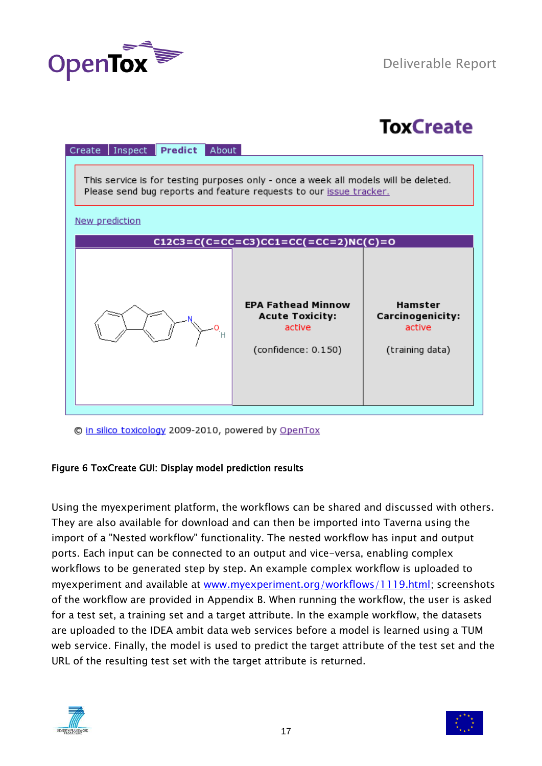ToxCreate

Create | Inspect | Predict | About

This service is for testing purposes only - once a week all models will be deleted.
Please send bug reports and feature requests to our issue tracker.

New prediction

| C12C3=C(C=CC=C3)CC1=CC(=CC=2)NC(C)=O | | |
|---|---|---|
| | **EPA Fathead Minnow Acute Toxicity:** active<br><br>(confidence: 0.150) | **Hamster Carcinogenicity:** active<br><br>(training data) |

© in silico toxicology 2009-2010, powered by OpenTox

**Figure 6 ToxCreate GUI: Display model prediction results**

Using the myexperiment platform, the workflows can be shared and discussed with others. They are also available for download and can then be imported into Taverna using the import of a "Nested workflow" functionality. The nested workflow has input and output ports. Each input can be connected to an output and vice-versa, enabling complex workflows to be generated step by step. An example complex workflow is uploaded to myexperiment and available at www.myexperiment.org/workflows/1119.html; screenshots of the workflow are provided in Appendix B. When running the workflow, the user is asked for a test set, a training set and a target attribute. In the example workflow, the datasets are uploaded to the IDEA ambit data web services before a model is learned using a TUM web service. Finally, the model is used to predict the target attribute of the test set and the URL of the resulting test set with the target attribute is returned.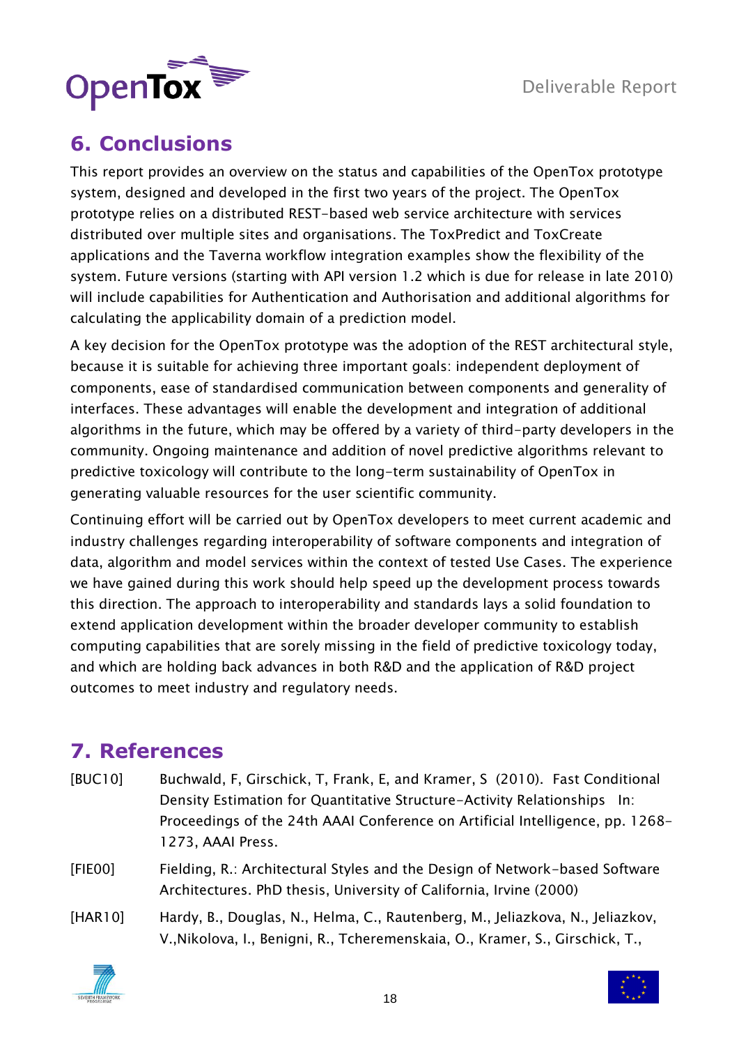## 6. Conclusions

This report provides an overview on the status and capabilities of the OpenTox prototype system, designed and developed in the first two years of the project. The OpenTox prototype relies on a distributed REST-based web service architecture with services distributed over multiple sites and organisations. The ToxPredict and ToxCreate applications and the Taverna workflow integration examples show the flexibility of the system. Future versions (starting with API version 1.2 which is due for release in late 2010) will include capabilities for Authentication and Authorisation and additional algorithms for calculating the applicability domain of a prediction model.

A key decision for the OpenTox prototype was the adoption of the REST architectural style, because it is suitable for achieving three important goals: independent deployment of components, ease of standardised communication between components and generality of interfaces. These advantages will enable the development and integration of additional algorithms in the future, which may be offered by a variety of third-party developers in the community. Ongoing maintenance and addition of novel predictive algorithms relevant to predictive toxicology will contribute to the long-term sustainability of OpenTox in generating valuable resources for the user scientific community.

Continuing effort will be carried out by OpenTox developers to meet current academic and industry challenges regarding interoperability of software components and integration of data, algorithm and model services within the context of tested Use Cases. The experience we have gained during this work should help speed up the development process towards this direction. The approach to interoperability and standards lays a solid foundation to extend application development within the broader developer community to establish computing capabilities that are sorely missing in the field of predictive toxicology today, and which are holding back advances in both R&D and the application of R&D project outcomes to meet industry and regulatory needs.

## 7. References

[BUC10] Buchwald, F, Girschick, T, Frank, E, and Kramer, S (2010). Fast Conditional Density Estimation for Quantitative Structure-Activity Relationships In: Proceedings of the 24th AAAI Conference on Artificial Intelligence, pp. 1268-1273, AAAI Press.

[FIE00] Fielding, R.: Architectural Styles and the Design of Network-based Software Architectures. PhD thesis, University of California, Irvine (2000)

[HAR10] Hardy, B., Douglas, N., Helma, C., Rautenberg, M., Jeliazkova, N., Jeliazkov, V.,Nikolova, I., Benigni, R., Tcheremenskaia, O., Kramer, S., Girschick, T.,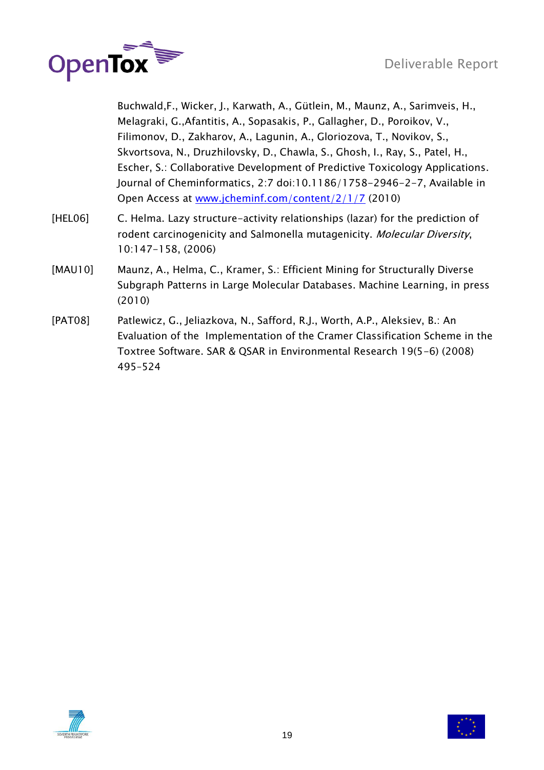Buchwald,F., Wicker, J., Karwath, A., Gütlein, M., Maunz, A., Sarimveis, H., Melagraki, G.,Afantitis, A., Sopasakis, P., Gallagher, D., Poroikov, V., Filimonov, D., Zakharov, A., Lagunin, A., Gloriozova, T., Novikov, S., Skvortsova, N., Druzhilovsky, D., Chawla, S., Ghosh, I., Ray, S., Patel, H., Escher, S.: Collaborative Development of Predictive Toxicology Applications. Journal of Cheminformatics, 2:7 doi:10.1186/1758-2946-2-7, Available in Open Access at [www.jcheminf.com/content/2/1/7](http://www.jcheminf.com/content/2/1/7) (2010)

[HEL06] C. Helma. Lazy structure-activity relationships (lazar) for the prediction of rodent carcinogenicity and Salmonella mutagenicity. *Molecular Diversity*, 10:147-158, (2006)

[MAU10] Maunz, A., Helma, C., Kramer, S.: Efficient Mining for Structurally Diverse Subgraph Patterns in Large Molecular Databases. Machine Learning, in press (2010)

[PAT08] Patlewicz, G., Jeliazkova, N., Safford, R.J., Worth, A.P., Aleksiev, B.: An Evaluation of the Implementation of the Cramer Classification Scheme in the Toxtree Software. SAR & QSAR in Environmental Research 19(5-6) (2008) 495-524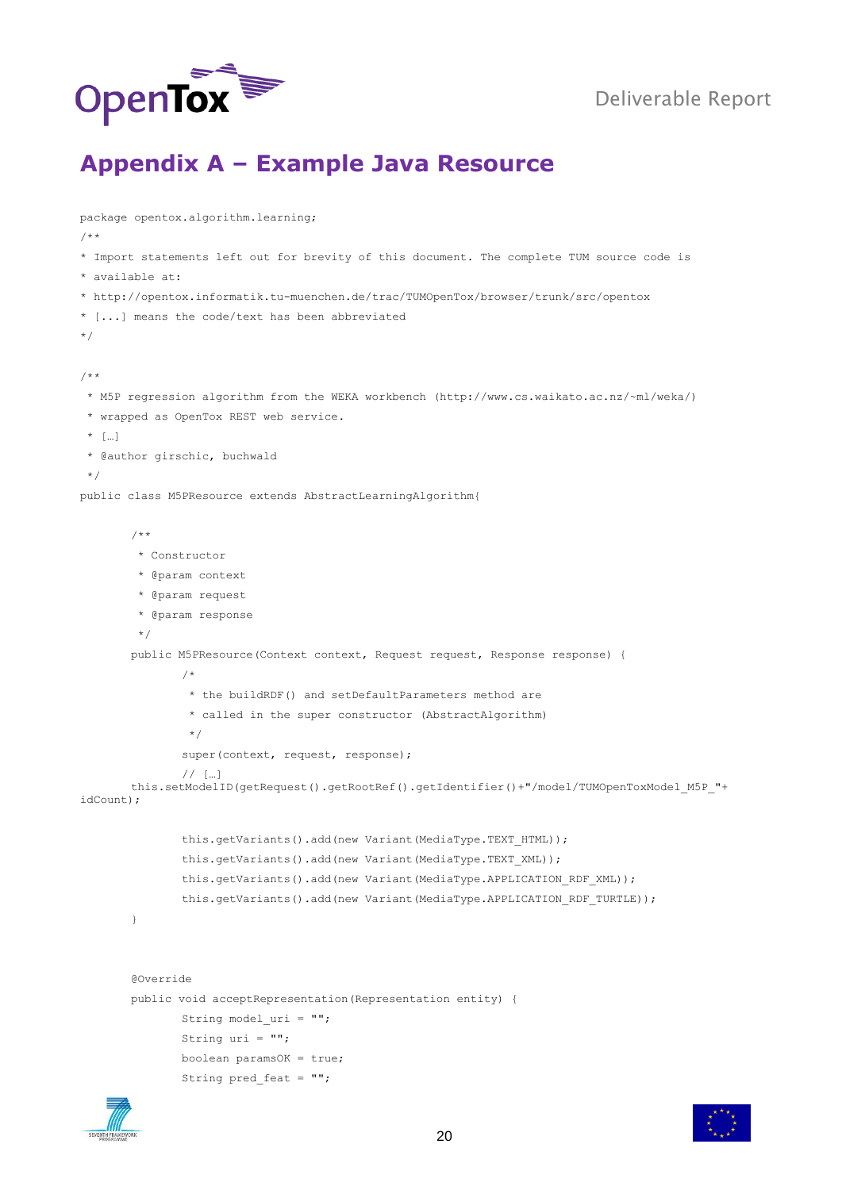# Appendix A – Example Java Resource

```
package opentox.algorithm.learning;
/**
* Import statements left out for brevity of this document. The complete TUM source code is
* available at:
* http://opentox.informatik.tu-muenchen.de/trac/TUMOpenTox/browser/trunk/src/opentox
* [...] means the code/text has been abbreviated
*/

/**
 * M5P regression algorithm from the WEKA workbench (http://www.cs.waikato.ac.nz/~ml/weka/)
 * wrapped as OpenTox REST web service.
 * […]
 * @author girschic, buchwald
 */
public class M5PResource extends AbstractLearningAlgorithm{

        /**
         * Constructor
         * @param context
         * @param request
         * @param response
         */
        public M5PResource(Context context, Request request, Response response) {
                /*
                 * the buildRDF() and setDefaultParameters method are
                 * called in the super constructor (AbstractAlgorithm)
                 */
                super(context, request, response);
                // […]
        this.setModelID(getRequest().getRootRef().getIdentifier()+"/model/TUMOpenToxModel_M5P_"+
idCount);

                this.getVariants().add(new Variant(MediaType.TEXT_HTML));
                this.getVariants().add(new Variant(MediaType.TEXT_XML));
                this.getVariants().add(new Variant(MediaType.APPLICATION_RDF_XML));
                this.getVariants().add(new Variant(MediaType.APPLICATION_RDF_TURTLE));
        }


        @Override
        public void acceptRepresentation(Representation entity) {
                String model_uri = "";
                String uri = "";
                boolean paramsOK = true;
                String pred_feat = "";
```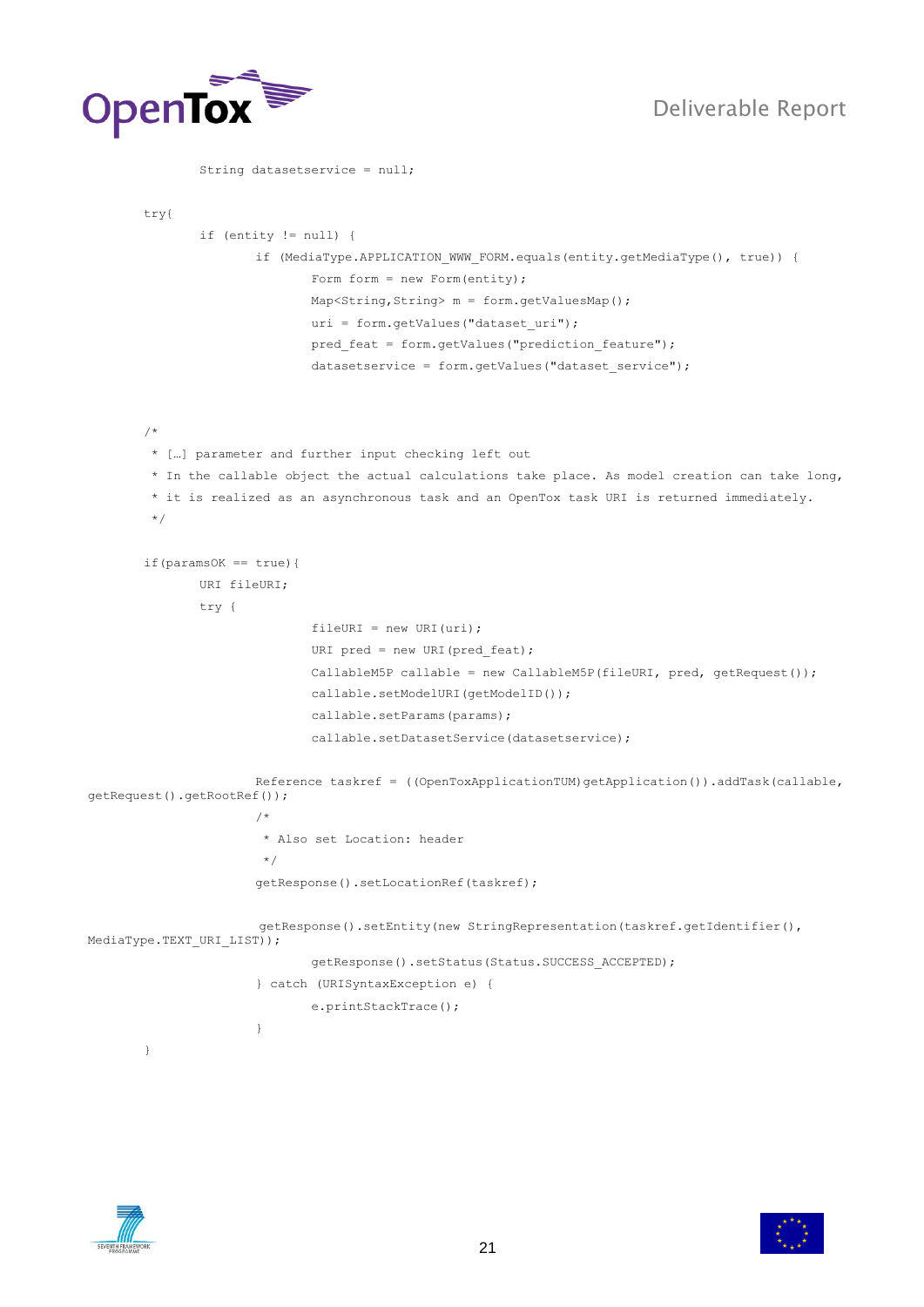```
        String datasetservice = null;

try{
        if (entity != null) {
                if (MediaType.APPLICATION_WWW_FORM.equals(entity.getMediaType(), true)) {
                        Form form = new Form(entity);
                        Map<String,String> m = form.getValuesMap();
                        uri = form.getValues("dataset_uri");
                        pred_feat = form.getValues("prediction_feature");
                        datasetservice = form.getValues("dataset_service");


/*
 * […] parameter and further input checking left out
 * In the callable object the actual calculations take place. As model creation can take long,
 * it is realized as an asynchronous task and an OpenTox task URI is returned immediately.
 */

if(paramsOK == true){
        URI fileURI;
        try {
                        fileURI = new URI(uri);
                        URI pred = new URI(pred_feat);
                        CallableM5P callable = new CallableM5P(fileURI, pred, getRequest());
                        callable.setModelURI(getModelID());
                        callable.setParams(params);
                        callable.setDatasetService(datasetservice);

                Reference taskref = ((OpenToxApplicationTUM)getApplication()).addTask(callable,
getRequest().getRootRef());
                /*
                 * Also set Location: header
                 */
                getResponse().setLocationRef(taskref);

                getResponse().setEntity(new StringRepresentation(taskref.getIdentifier(),
MediaType.TEXT_URI_LIST));
                        getResponse().setStatus(Status.SUCCESS_ACCEPTED);
                } catch (URISyntaxException e) {
                        e.printStackTrace();
                }
}
```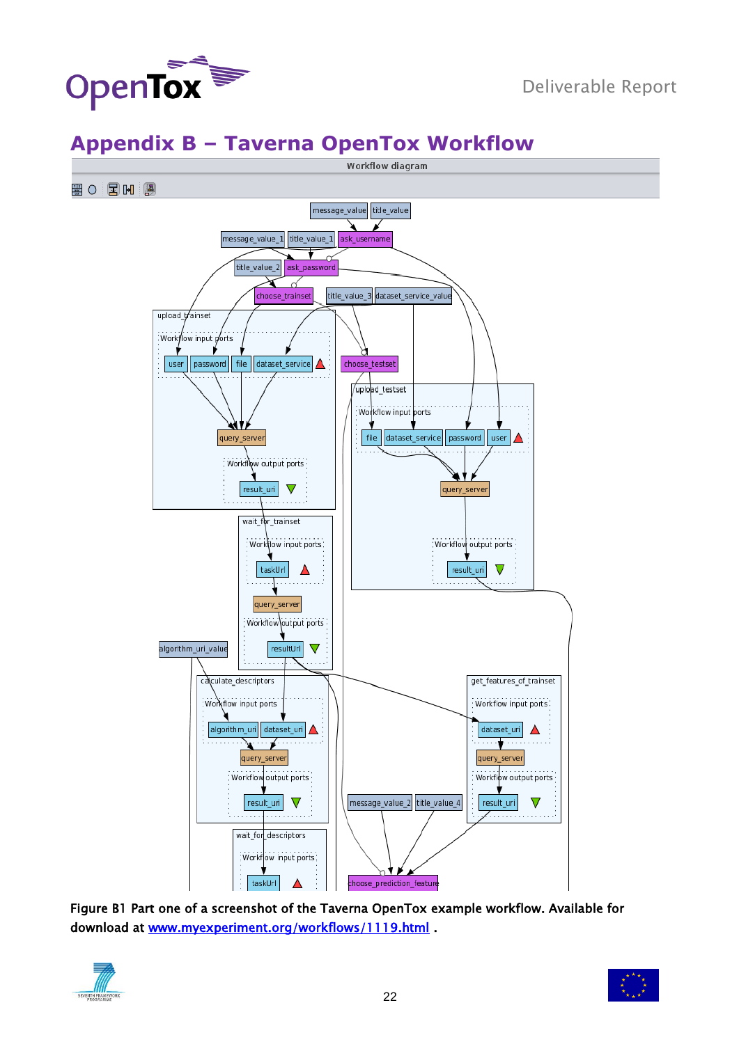# Appendix B – Taverna OpenTox Workflow

Figure B1 Part one of a screenshot of the Taverna OpenTox example workflow. Available for download at www.myexperiment.org/workflows/1119.html .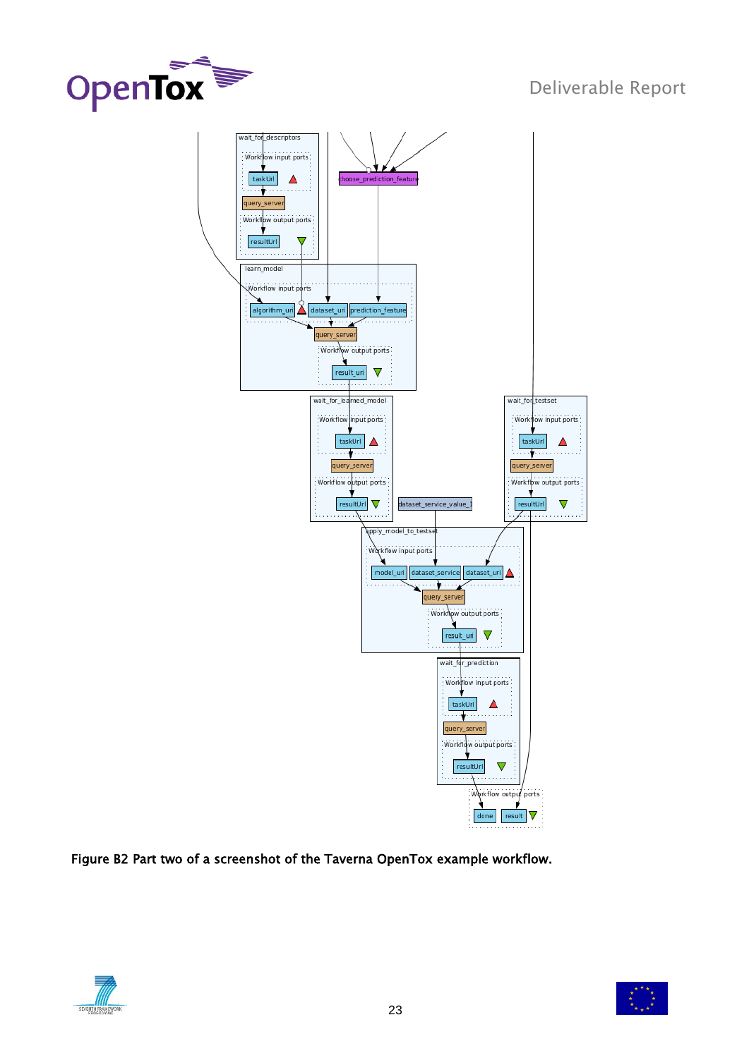wait_for_descriptors

Workflow input ports

taskUrl

query_server

Workflow output ports

resultUrl

choose_prediction_feature

learn_model

Workflow input ports

algorithm_uri

dataset_uri

prediction_feature

query_server

Workflow output ports

result_uri

wait_for_learned_model

Workflow input ports

taskUrl

query_server

Workflow output ports

resultUrl

wait_for_testset

Workflow input ports

taskUrl

query_server

Workflow output ports

resultUrl

dataset_service_value_1

apply_model_to_testset

Workflow input ports

model_uri

dataset_service

dataset_uri

query_server

Workflow output ports

result_uri

wait_for_prediction

Workflow input ports

taskUrl

query_server

Workflow output ports

resultUrl

Workflow output ports

done

result

**Figure B2 Part two of a screenshot of the Taverna OpenTox example workflow.**